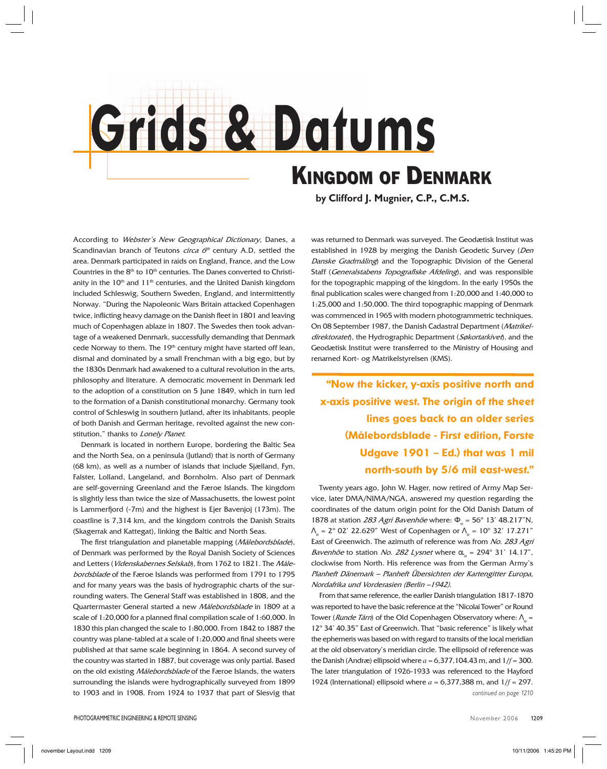# Grids & Datums

## Kingdom of Denmark

**by Clifford J. Mugnier, C.P., C.M.S.**

According to *Webster's New Geographical Dictionary*, Danes, a Scandinavian branch of Teutons *circa 6th* century A.D, settled the area. Denmark participated in raids on England, France, and the Low Countries in the 8th to 10th centuries. The Danes converted to Christianity in the 10th and 11th centuries, and the United Danish kingdom included Schleswig, Southern Sweden, England, and intermittently Norway. "During the Napoleonic Wars Britain attacked Copenhagen twice, inflicting heavy damage on the Danish fleet in 1801 and leaving much of Copenhagen ablaze in 1807. The Swedes then took advantage of a weakened Denmark, successfully demanding that Denmark cede Norway to them. The 19th century might have started off lean, dismal and dominated by a small Frenchman with a big ego, but by the 1830s Denmark had awakened to a cultural revolution in the arts, philosophy and literature. A democratic movement in Denmark led to the adoption of a constitution on 5 June 1849, which in turn led to the formation of a Danish constitutional monarchy. Germany took control of Schleswig in southern Jutland, after its inhabitants, people of both Danish and German heritage, revolted against the new constitution," thanks to *Lonely Planet*.

Denmark is located in northern Europe, bordering the Baltic Sea and the North Sea, on a peninsula (Jutland) that is north of Germany (68 km), as well as a number of islands that include Sjælland, Fyn, Falster, Lolland, Langeland, and Bornholm. Also part of Denmark are self-governing Greenland and the Færoe Islands. The kingdom is slightly less than twice the size of Massachusetts, the lowest point is Lammerfjord (-7m) and the highest is Ejer Bavenjoj (173m). The coastline is 7,314 km, and the kingdom controls the Danish Straits (Skagerrak and Kattegat), linking the Baltic and North Seas.

The first triangulation and planetable mapping (*Målebordsblade*), of Denmark was performed by the Royal Danish Society of Sciences and Letters (*Videnskabernes Selskab*), from 1762 to 1821. The *Målebordsblade* of the Færoe Islands was performed from 1791 to 1795 and for many years was the basis of hydrographic charts of the surrounding waters. The General Staff was established in 1808, and the Quartermaster General started a new *Målebordsblade* in 1809 at a scale of 1:20,000 for a planned final compilation scale of 1:60,000. In 1830 this plan changed the scale to 1:80,000. From 1842 to 1887 the country was plane-tabled at a scale of 1:20,000 and final sheets were published at that same scale beginning in 1864. A second survey of the country was started in 1887, but coverage was only partial. Based on the old existing *Målebordsblade* of the Færoe Islands, the waters surrounding the islands were hydrographically surveyed from 1899 to 1903 and in 1908. From 1924 to 1937 that part of Slesvig that was returned to Denmark was surveyed. The Geodætisk Institut was established in 1928 by merging the Danish Geodetic Survey (*Den Danske Gradmåling*) and the Topographic Division of the General Staff (*Generalstabens Topografiske Afdeling*), and was responsible for the topographic mapping of the kingdom. In the early 1950s the final publication scales were changed from 1:20,000 and 1:40,000 to 1:25,000 and 1:50,000. The third topographic mapping of Denmark was commenced in 1965 with modern photogrammetric techniques. On 08 September 1987, the Danish Cadastral Department (*Matrikeldirektoratet*), the Hydrographic Department (*Søkortarkivet*), and the Geodætisk Institut were transferred to the Ministry of Housing and renamed Kort- og Matrikelstyrelsen (KMS).

> **"Now the kicker, y-axis positive north and x-axis positive west. The origin of the sheet lines goes back to an older series (Målebordsblade - First edition, Første Udgave 1901 – Ed.) that was 1 mil north-south by 5/6 mil east-west."**

Twenty years ago, John W. Hager, now retired of Army Map Service, later DMA/NIMA/NGA, answered my question regarding the coordinates of the datum origin point for the Old Danish Datum of 1878 at station *283 Agri Bavenhöe* where: $\Phi_o$ = 56° 13' 48.217"N, $\Lambda_o$ = 2° 02' 22.629" West of Copenhagen or $\Lambda_o$ = 10° 32' 17.271" East of Greenwich. The azimuth of reference was from *No. 283 Agri Bavenhöe* to station *No. 282 Lysnet* where $\alpha_o$ = 294° 31' 14.17", clockwise from North. His reference was from the German Army's *Planheft Dänemark – Planheft Übersichten der Kartengitter Europa, Nordafrika und Vorderasien (Berlin –1942)*.

From that same reference, the earlier Danish triangulation 1817-1870 was reported to have the basic reference at the "Nicolai Tower" or Round Tower (*Runde Tårn*) of the Old Copenhagen Observatory where: $\Lambda_o$ = 12° 34' 40.35" East of Greenwich. That "basic reference" is likely what the ephemeris was based on with regard to transits of the local meridian at the old observatory's meridian circle. The ellipsoid of reference was the Danish (Andræ) ellipsoid where $a$ = 6,377,104.43 m, and $1/f$ = 300. The later triangulation of 1926-1933 was referenced to the Hayford 1924 (International) ellipsoid where $a$ = 6,377,388 m, and $1/f$ = 297.

*continued on page 1210*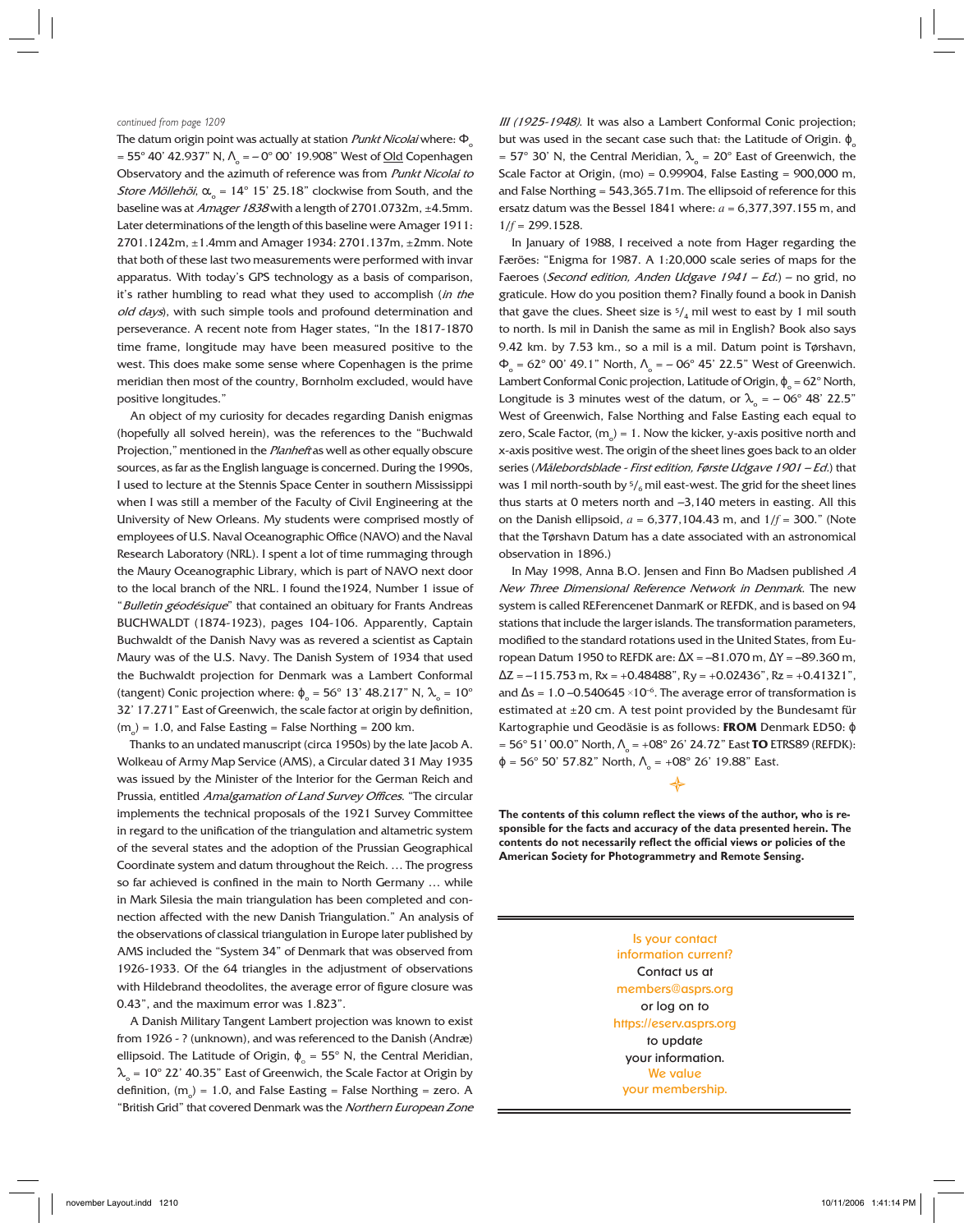*continued from page 1209*

The datum origin point was actually at station *Punkt Nicolai* where: $\Phi_o$ = 55° 40' 42.937" N, $\Lambda_o$ = – 0° 00' 19.908" West of Old Copenhagen Observatory and the azimuth of reference was from *Punkt Nicolai to Store Möllehöi*, $\alpha_o$ = 14° 15' 25.18" clockwise from South, and the baseline was at *Amager 1838* with a length of 2701.0732m, ±4.5mm. Later determinations of the length of this baseline were Amager 1911: 2701.1242m, ±1.4mm and Amager 1934: 2701.137m, ±2mm. Note that both of these last two measurements were performed with invar apparatus. With today's GPS technology as a basis of comparison, it's rather humbling to read what they used to accomplish (*in the old days*), with such simple tools and profound determination and perseverance. A recent note from Hager states, "In the 1817-1870 time frame, longitude may have been measured positive to the west. This does make some sense where Copenhagen is the prime meridian then most of the country, Bornholm excluded, would have positive longitudes."

An object of my curiosity for decades regarding Danish enigmas (hopefully all solved herein), was the references to the "Buchwald Projection," mentioned in the *Planheft* as well as other equally obscure sources, as far as the English language is concerned. During the 1990s, I used to lecture at the Stennis Space Center in southern Mississippi when I was still a member of the Faculty of Civil Engineering at the University of New Orleans. My students were comprised mostly of employees of U.S. Naval Oceanographic Office (NAVO) and the Naval Research Laboratory (NRL). I spent a lot of time rummaging through the Maury Oceanographic Library, which is part of NAVO next door to the local branch of the NRL. I found the1924, Number 1 issue of "*Bulletin géodésique*" that contained an obituary for Frants Andreas BUCHWALDT (1874-1923), pages 104-106. Apparently, Captain Buchwaldt of the Danish Navy was as revered a scientist as Captain Maury was of the U.S. Navy. The Danish System of 1934 that used the Buchwaldt projection for Denmark was a Lambert Conformal (tangent) Conic projection where: $\phi_o$ = 56° 13' 48.217" N, $\lambda_o$ = 10° 32' 17.271" East of Greenwich, the scale factor at origin by definition, ($m_o$) = 1.0, and False Easting = False Northing = 200 km.

Thanks to an undated manuscript (circa 1950s) by the late Jacob A. Wolkeau of Army Map Service (AMS), a Circular dated 31 May 1935 was issued by the Minister of the Interior for the German Reich and Prussia, entitled *Amalgamation of Land Survey Offices*. "The circular implements the technical proposals of the 1921 Survey Committee in regard to the unification of the triangulation and altametric system of the several states and the adoption of the Prussian Geographical Coordinate system and datum throughout the Reich. … The progress so far achieved is confined in the main to North Germany … while in Mark Silesia the main triangulation has been completed and connection affected with the new Danish Triangulation." An analysis of the observations of classical triangulation in Europe later published by AMS included the "System 34" of Denmark that was observed from 1926-1933. Of the 64 triangles in the adjustment of observations with Hildebrand theodolites, the average error of figure closure was 0.43", and the maximum error was 1.823".

A Danish Military Tangent Lambert projection was known to exist from 1926 - ? (unknown), and was referenced to the Danish (Andræ) ellipsoid. The Latitude of Origin, $\phi_o$ = 55° N, the Central Meridian, $\lambda_o$ = 10° 22' 40.35" East of Greenwich, the Scale Factor at Origin by definition, ($m_o$) = 1.0, and False Easting = False Northing = zero. A "British Grid" that covered Denmark was the *Northern European Zone III (1925-1948)*. It was also a Lambert Conformal Conic projection; but was used in the secant case such that: the Latitude of Origin. $\phi_o$ = 57° 30' N, the Central Meridian, $\lambda_o$ = 20° East of Greenwich, the Scale Factor at Origin, (mo) = 0.99904, False Easting = 900,000 m, and False Northing = 543,365.71m. The ellipsoid of reference for this ersatz datum was the Bessel 1841 where: $a$ = 6,377,397.155 m, and $1/f$ = 299.1528.

In January of 1988, I received a note from Hager regarding the Færöes: "Enigma for 1987. A 1:20,000 scale series of maps for the Faeroes (*Second edition, Anden Udgave 1941 – Ed.*) – no grid, no graticule. How do you position them? Finally found a book in Danish that gave the clues. Sheet size is $^5/_4$ mil west to east by 1 mil south to north. Is mil in Danish the same as mil in English? Book also says 9.42 km. by 7.53 km., so a mil is a mil. Datum point is Tørshavn, $\Phi_o$ = 62° 00' 49.1" North, $\Lambda_o$ = – 06° 45' 22.5" West of Greenwich. Lambert Conformal Conic projection, Latitude of Origin, $\phi_o$ = 62° North, Longitude is 3 minutes west of the datum, or $\lambda_o$ = – 06° 48' 22.5" West of Greenwich, False Northing and False Easting each equal to zero, Scale Factor, ($m_o$) = 1. Now the kicker, y-axis positive north and x-axis positive west. The origin of the sheet lines goes back to an older series (*Målebordsblade - First edition, Første Udgave 1901 – Ed.*) that was 1 mil north-south by $^5/_6$ mil east-west. The grid for the sheet lines thus starts at 0 meters north and –3,140 meters in easting. All this on the Danish ellipsoid, $a$ = 6,377,104.43 m, and $1/f$ = 300." (Note that the Tørshavn Datum has a date associated with an astronomical observation in 1896.)

In May 1998, Anna B.O. Jensen and Finn Bo Madsen published *A New Three Dimensional Reference Network in Denmark*. The new system is called REFerencenet DanmarK or REFDK, and is based on 94 stations that include the larger islands. The transformation parameters, modified to the standard rotations used in the United States, from European Datum 1950 to REFDK are: $\Delta X$ = –81.070 m, $\Delta Y$ = –89.360 m, $\Delta Z$ = –115.753 m, Rx = +0.48488", Ry = +0.02436", Rz = +0.41321", and $\Delta s = 1.0 - 0.540645 \times 10^{-6}$. The average error of transformation is estimated at ±20 cm. A test point provided by the Bundesamt für Kartographie und Geodäsie is as follows: **FROM** Denmark ED50: $\phi$ = 56° 51' 00.0" North, $\Lambda_o$ = +08° 26' 24.72" East **TO** ETRS89 (REFDK): $\phi$ = 56° 50' 57.82" North, $\Lambda_o$ = +08° 26' 19.88" East.

**The contents of this column reflect the views of the author, who is responsible for the facts and accuracy of the data presented herein. The contents do not necessarily reflect the official views or policies of the American Society for Photogrammetry and Remote Sensing.**

Is your contact information current?
Contact us at
members@asprs.org
or log on to
https://eserv.asprs.org
to update
your information.
We value
your membership.